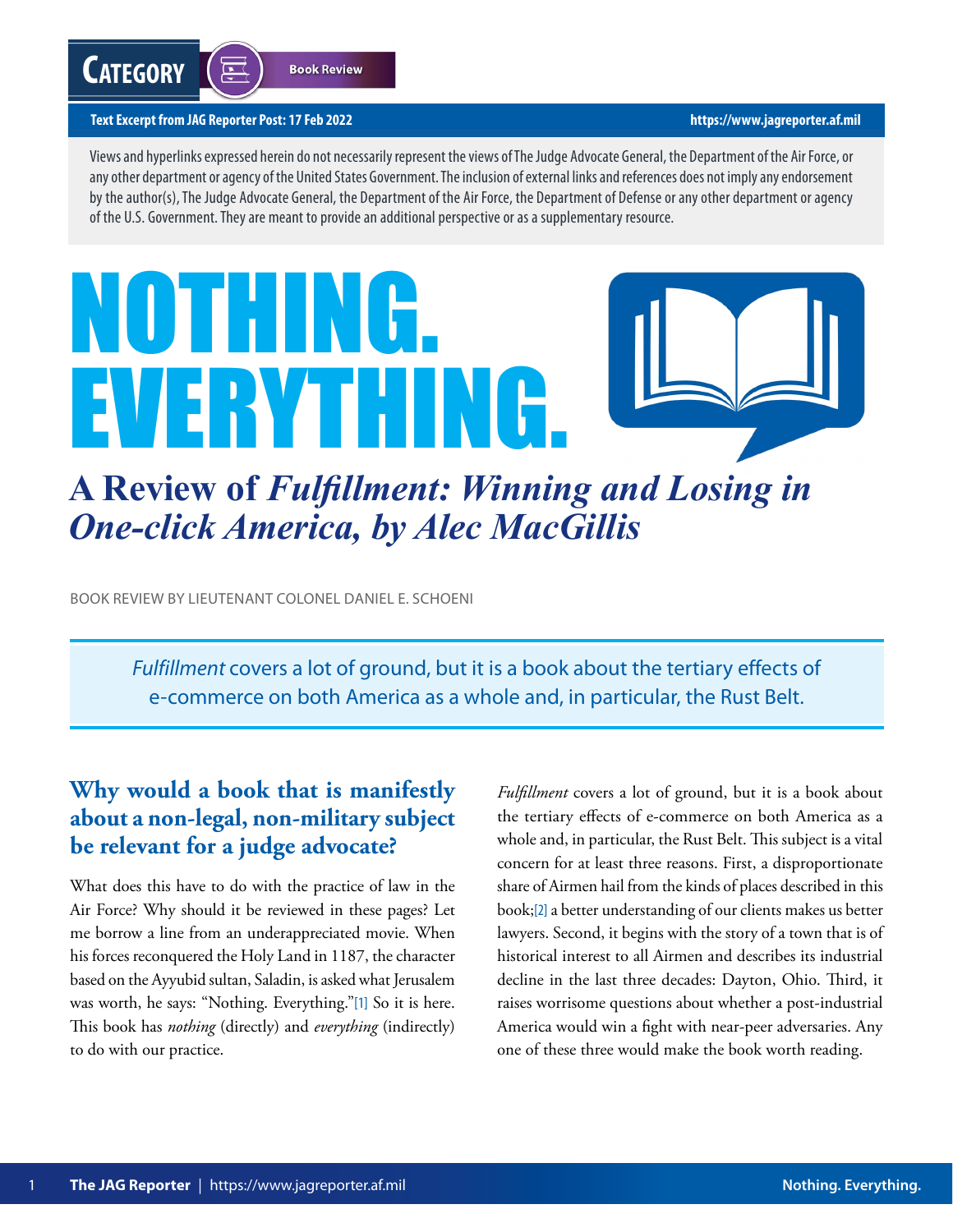**Category** Book Review

**Text Excerpt from JAG Reporter Post: 17 Feb 2022** https://www.jagreporter.af.mil

Views and hyperlinks expressed herein do not necessarily represent the views of The Judge Advocate General, the Department of the Air Force, or any other department or agency of the United States Government. The inclusion of external links and references does not imply any endorsement by the author(s), The Judge Advocate General, the Department of the Air Force, the Department of Defense or any other department or agency of the U.S. Government. They are meant to provide an additional perspective or as a supplementary resource.

# NOTHING. EVERYTHING.

## A Review of *Fulfillment: Winning and Losing in One-click America, by Alec MacGillis*

BOOK REVIEW BY LIEUTENANT COLONEL DANIEL E. SCHOENI

> *Fulfillment* covers a lot of ground, but it is a book about the tertiary effects of e-commerce on both America as a whole and, in particular, the Rust Belt.

### Why would a book that is manifestly about a non-legal, non-military subject be relevant for a judge advocate?

What does this have to do with the practice of law in the Air Force? Why should it be reviewed in these pages? Let me borrow a line from an underappreciated movie. When his forces reconquered the Holy Land in 1187, the character based on the Ayyubid sultan, Saladin, is asked what Jerusalem was worth, he says: "Nothing. Everything."[1] So it is here. This book has *nothing* (directly) and *everything* (indirectly) to do with our practice.

*Fulfillment* covers a lot of ground, but it is a book about the tertiary effects of e-commerce on both America as a whole and, in particular, the Rust Belt. This subject is a vital concern for at least three reasons. First, a disproportionate share of Airmen hail from the kinds of places described in this book;[2] a better understanding of our clients makes us better lawyers. Second, it begins with the story of a town that is of historical interest to all Airmen and describes its industrial decline in the last three decades: Dayton, Ohio. Third, it raises worrisome questions about whether a post-industrial America would win a fight with near-peer adversaries. Any one of these three would make the book worth reading.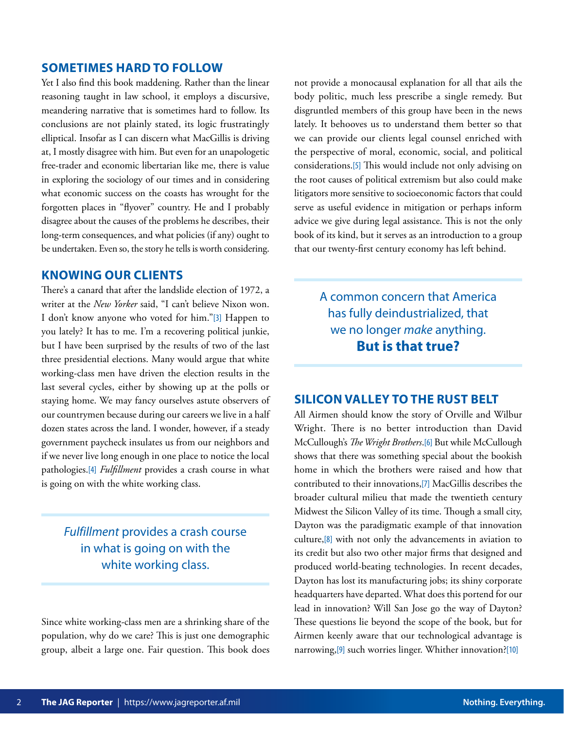## SOMETIMES HARD TO FOLLOW

Yet I also find this book maddening. Rather than the linear reasoning taught in law school, it employs a discursive, meandering narrative that is sometimes hard to follow. Its conclusions are not plainly stated, its logic frustratingly elliptical. Insofar as I can discern what MacGillis is driving at, I mostly disagree with him. But even for an unapologetic free-trader and economic libertarian like me, there is value in exploring the sociology of our times and in considering what economic success on the coasts has wrought for the forgotten places in "flyover" country. He and I probably disagree about the causes of the problems he describes, their long-term consequences, and what policies (if any) ought to be undertaken. Even so, the story he tells is worth considering.

## KNOWING OUR CLIENTS

There's a canard that after the landslide election of 1972, a writer at the *New Yorker* said, "I can't believe Nixon won. I don't know anyone who voted for him."[3] Happen to you lately? It has to me. I'm a recovering political junkie, but I have been surprised by the results of two of the last three presidential elections. Many would argue that white working-class men have driven the election results in the last several cycles, either by showing up at the polls or staying home. We may fancy ourselves astute observers of our countrymen because during our careers we live in a half dozen states across the land. I wonder, however, if a steady government paycheck insulates us from our neighbors and if we never live long enough in one place to notice the local pathologies.[4] *Fulfillment* provides a crash course in what is going on with the white working class.

> *Fulfillment* provides a crash course in what is going on with the white working class.

Since white working-class men are a shrinking share of the population, why do we care? This is just one demographic group, albeit a large one. Fair question. This book does not provide a monocausal explanation for all that ails the body politic, much less prescribe a single remedy. But disgruntled members of this group have been in the news lately. It behooves us to understand them better so that we can provide our clients legal counsel enriched with the perspective of moral, economic, social, and political considerations.[5] This would include not only advising on the root causes of political extremism but also could make litigators more sensitive to socioeconomic factors that could serve as useful evidence in mitigation or perhaps inform advice we give during legal assistance. This is not the only book of its kind, but it serves as an introduction to a group that our twenty-first century economy has left behind.

> A common concern that America has fully deindustrialized, that we no longer *make* anything. **But is that true?**

## SILICON VALLEY TO THE RUST BELT

All Airmen should know the story of Orville and Wilbur Wright. There is no better introduction than David McCullough's *The Wright Brothers*.[6] But while McCullough shows that there was something special about the bookish home in which the brothers were raised and how that contributed to their innovations,[7] MacGillis describes the broader cultural milieu that made the twentieth century Midwest the Silicon Valley of its time. Though a small city, Dayton was the paradigmatic example of that innovation culture,[8] with not only the advancements in aviation to its credit but also two other major firms that designed and produced world-beating technologies. In recent decades, Dayton has lost its manufacturing jobs; its shiny corporate headquarters have departed. What does this portend for our lead in innovation? Will San Jose go the way of Dayton? These questions lie beyond the scope of the book, but for Airmen keenly aware that our technological advantage is narrowing,[9] such worries linger. Whither innovation?[10]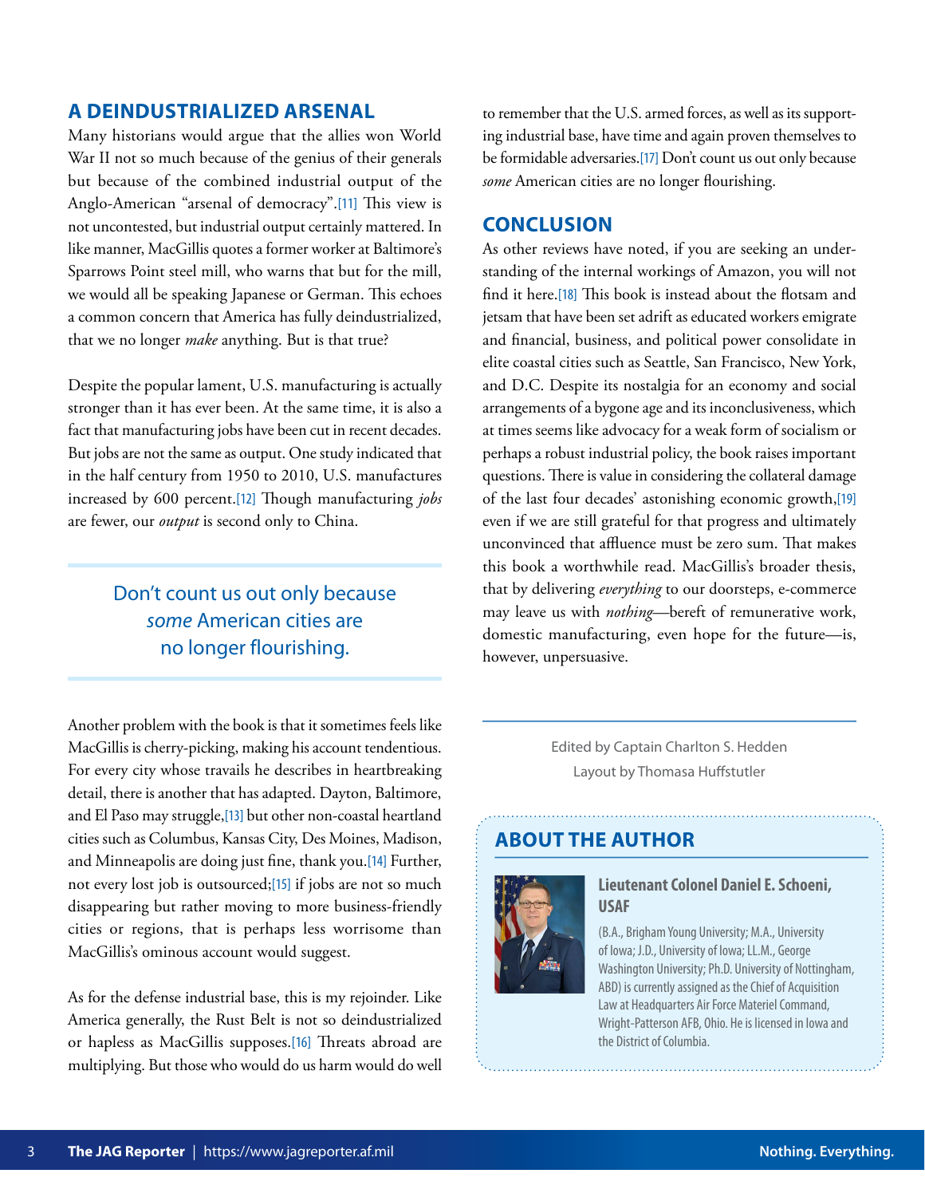## A DEINDUSTRIALIZED ARSENAL

Many historians would argue that the allies won World War II not so much because of the genius of their generals but because of the combined industrial output of the Anglo-American "arsenal of democracy".[11] This view is not uncontested, but industrial output certainly mattered. In like manner, MacGillis quotes a former worker at Baltimore's Sparrows Point steel mill, who warns that but for the mill, we would all be speaking Japanese or German. This echoes a common concern that America has fully deindustrialized, that we no longer *make* anything. But is that true?

Despite the popular lament, U.S. manufacturing is actually stronger than it has ever been. At the same time, it is also a fact that manufacturing jobs have been cut in recent decades. But jobs are not the same as output. One study indicated that in the half century from 1950 to 2010, U.S. manufactures increased by 600 percent.[12] Though manufacturing *jobs* are fewer, our *output* is second only to China.

> Don't count us out only because *some* American cities are no longer flourishing.

Another problem with the book is that it sometimes feels like MacGillis is cherry-picking, making his account tendentious. For every city whose travails he describes in heartbreaking detail, there is another that has adapted. Dayton, Baltimore, and El Paso may struggle,[13] but other non-coastal heartland cities such as Columbus, Kansas City, Des Moines, Madison, and Minneapolis are doing just fine, thank you.[14] Further, not every lost job is outsourced;[15] if jobs are not so much disappearing but rather moving to more business-friendly cities or regions, that is perhaps less worrisome than MacGillis's ominous account would suggest.

As for the defense industrial base, this is my rejoinder. Like America generally, the Rust Belt is not so deindustrialized or hapless as MacGillis supposes.[16] Threats abroad are multiplying. But those who would do us harm would do well to remember that the U.S. armed forces, as well as its supporting industrial base, have time and again proven themselves to be formidable adversaries.[17] Don't count us out only because *some* American cities are no longer flourishing.

## CONCLUSION

As other reviews have noted, if you are seeking an understanding of the internal workings of Amazon, you will not find it here.[18] This book is instead about the flotsam and jetsam that have been set adrift as educated workers emigrate and financial, business, and political power consolidate in elite coastal cities such as Seattle, San Francisco, New York, and D.C. Despite its nostalgia for an economy and social arrangements of a bygone age and its inconclusiveness, which at times seems like advocacy for a weak form of socialism or perhaps a robust industrial policy, the book raises important questions. There is value in considering the collateral damage of the last four decades' astonishing economic growth,[19] even if we are still grateful for that progress and ultimately unconvinced that affluence must be zero sum. That makes this book a worthwhile read. MacGillis's broader thesis, that by delivering *everything* to our doorsteps, e-commerce may leave us with *nothing*—bereft of remunerative work, domestic manufacturing, even hope for the future—is, however, unpersuasive.

---

Edited by Captain Charlton S. Hedden

Layout by Thomasa Huffstutler

## ABOUT THE AUTHOR

**Lieutenant Colonel Daniel E. Schoeni, USAF**

(B.A., Brigham Young University; M.A., University of Iowa; J.D., University of Iowa; LL.M., George Washington University; Ph.D. University of Nottingham, ABD) is currently assigned as the Chief of Acquisition Law at Headquarters Air Force Materiel Command, Wright-Patterson AFB, Ohio. He is licensed in Iowa and the District of Columbia.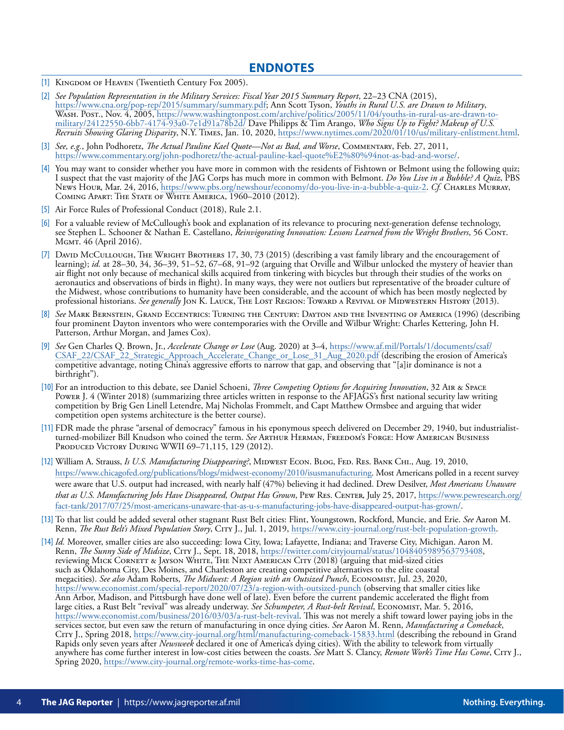## ENDNOTES

[1] Kingdom of Heaven (Twentieth Century Fox 2005).

[2] *See Population Representation in the Military Services: Fiscal Year 2015 Summary Report*, 22–23 CNA (2015), https://www.cna.org/pop-rep/2015/summary/summary.pdf; Ann Scott Tyson, *Youths in Rural U.S. are Drawn to Military*, Wash. Post., Nov. 4, 2005, https://www.washingtonpost.com/archive/politics/2005/11/04/youths-in-rural-us-are-drawn-to-military/24122550-6bb7-4174-93a0-7e1d91a78b2d/ Dave Philipps & Tim Arango, *Who Signs Up to Fight? Makeup of U.S. Recruits Showing Glaring Disparity*, N.Y. Times, Jan. 10, 2020, https://www.nytimes.com/2020/01/10/us/military-enlistment.html.

[3] *See, e.g.*, John Podhoretz, *The Actual Pauline Kael Quote—Not as Bad, and Worse*, Commentary, Feb. 27, 2011, https://www.commentary.org/john-podhoretz/the-actual-pauline-kael-quote%E2%80%94not-as-bad-and-worse/.

[4] You may want to consider whether you have more in common with the residents of Fishtown or Belmont using the following quiz; I suspect that the vast majority of the JAG Corps has much more in common with Belmont. *Do You Live in a Bubble? A Quiz*, PBS News Hour, Mar. 24, 2016, https://www.pbs.org/newshour/economy/do-you-live-in-a-bubble-a-quiz-2. *Cf.* Charles Murray, Coming Apart: The State of White America, 1960–2010 (2012).

[5] Air Force Rules of Professional Conduct (2018), Rule 2.1.

[6] For a valuable review of McCullough's book and explanation of its relevance to procuring next-generation defense technology, see Stephen L. Schooner & Nathan E. Castellano, *Reinvigorating Innovation: Lessons Learned from the Wright Brothers*, 56 Cont. Mgmt. 46 (April 2016).

[7] David McCullough, The Wright Brothers 17, 30, 73 (2015) (describing a vast family library and the encouragement of learning); *id.* at 28–30, 34, 36–39, 51–52, 67–68, 91–92 (arguing that Orville and Wilbur unlocked the mystery of heavier than air flight not only because of mechanical skills acquired from tinkering with bicycles but through their studies of the works on aeronautics and observations of birds in flight). In many ways, they were not outliers but representative of the broader culture of the Midwest, whose contributions to humanity have been considerable, and the account of which has been mostly neglected by professional historians. *See generally* Jon K. Lauck, The Lost Region: Toward a Revival of Midwestern History (2013).

[8] *See* Mark Bernstein, Grand Eccentrics: Turning the Century: Dayton and the Inventing of America (1996) (describing four prominent Dayton inventors who were contemporaries with the Orville and Wilbur Wright: Charles Kettering, John H. Patterson, Arthur Morgan, and James Cox).

[9] *See* Gen Charles Q. Brown, Jr., *Accelerate Change or Lose* (Aug. 2020) at 3–4, https://www.af.mil/Portals/1/documents/csaf/CSAF_22/CSAF_22_Strategic_Approach_Accelerate_Change_or_Lose_31_Aug_2020.pdf (describing the erosion of America's competitive advantage, noting China's aggressive efforts to narrow that gap, and observing that "[a]ir dominance is not a birthright").

[10] For an introduction to this debate, see Daniel Schoeni, *Three Competing Options for Acquiring Innovation*, 32 Air & Space Power J. 4 (Winter 2018) (summarizing three articles written in response to the AFJAGS's first national security law writing competition by Brig Gen Linell Letendre, Maj Nicholas Frommelt, and Capt Matthew Ormsbee and arguing that wider competition open systems architecture is the better course).

[11] FDR made the phrase "arsenal of democracy" famous in his eponymous speech delivered on December 29, 1940, but industrialist-turned-mobilizer Bill Knudson who coined the term. *See* Arthur Herman, Freedom's Forge: How American Business Produced Victory During WWII 69–71,115, 129 (2012).

[12] William A. Strauss, *Is U.S. Manufacturing Disappearing?*, Midwest Econ. Blog, Fed. Res. Bank Chi., Aug. 19, 2010, https://www.chicagofed.org/publications/blogs/midwest-economy/2010/isusmanufacturing. Most Americans polled in a recent survey were aware that U.S. output had increased, with nearly half (47%) believing it had declined. Drew Desilver, *Most Americans Unaware that as U.S. Manufacturing Jobs Have Disappeared, Output Has Grown*, Pew Res. Center, July 25, 2017, https://www.pewresearch.org/fact-tank/2017/07/25/most-americans-unaware-that-as-u-s-manufacturing-jobs-have-disappeared-output-has-grown/.

[13] To that list could be added several other stagnant Rust Belt cities: Flint, Youngstown, Rockford, Muncie, and Erie. *See* Aaron M. Renn, *The Rust Belt's Mixed Population Story*, City J., Jul. 1, 2019, https://www.city-journal.org/rust-belt-population-growth.

[14] *Id.* Moreover, smaller cities are also succeeding: Iowa City, Iowa; Lafayette, Indiana; and Traverse City, Michigan. Aaron M. Renn, *The Sunny Side of Midsize*, City J., Sept. 18, 2018, https://twitter.com/cityjournal/status/1048405989563793408, reviewing Mick Cornett & Jayson White, The Next American City (2018) (arguing that mid-sized cities such as Oklahoma City, Des Moines, and Charleston are creating competitive alternatives to the elite coastal megacities). *See also* Adam Roberts, *The Midwest: A Region with an Outsized Punch*, Economist, Jul. 23, 2020, https://www.economist.com/special-report/2020/07/23/a-region-with-outsized-punch (observing that smaller cities like Ann Arbor, Madison, and Pittsburgh have done well of late). Even before the current pandemic accelerated the flight from large cities, a Rust Belt "revival" was already underway. *See Schumpeter, A Rust-belt Revival*, Economist, Mar. 5, 2016, https://www.economist.com/business/2016/03/03/a-rust-belt-revival. This was not merely a shift toward lower paying jobs in the services sector, but even saw the return of manufacturing in once dying cities. *See* Aaron M. Renn, *Manufacturing a Comeback*, City J., Spring 2018, https://www.city-journal.org/html/manufacturing-comeback-15833.html (describing the rebound in Grand Rapids only seven years after *Newsweek* declared it one of America's dying cities). With the ability to telework from virtually anywhere has come further interest in low-cost cities between the coasts. *See* Matt S. Clancy, *Remote Work's Time Has Come*, City J., Spring 2020, https://www.city-journal.org/remote-works-time-has-come.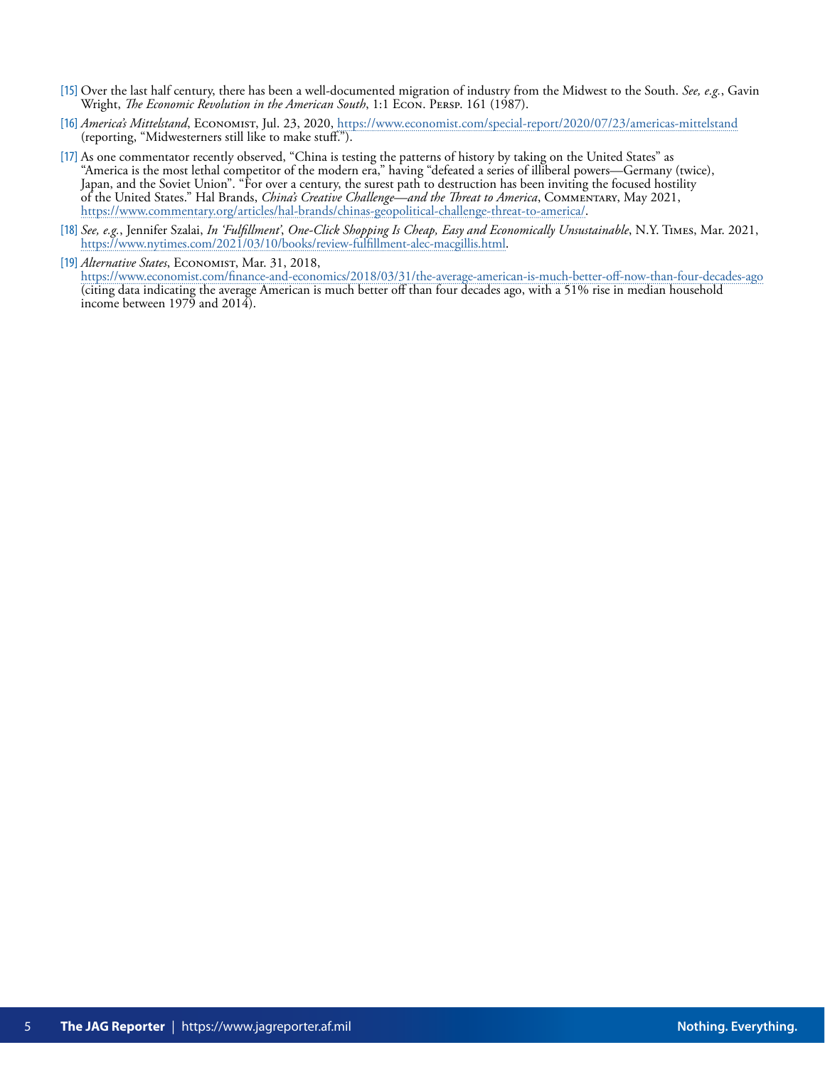[15] Over the last half century, there has been a well-documented migration of industry from the Midwest to the South. *See, e.g.*, Gavin Wright, *The Economic Revolution in the American South*, 1:1 Econ. Persp. 161 (1987).

[16] *America's Mittelstand*, Economist, Jul. 23, 2020, https://www.economist.com/special-report/2020/07/23/americas-mittelstand (reporting, "Midwesterners still like to make stuff.").

[17] As one commentator recently observed, "China is testing the patterns of history by taking on the United States" as "America is the most lethal competitor of the modern era," having "defeated a series of illiberal powers—Germany (twice), Japan, and the Soviet Union". "For over a century, the surest path to destruction has been inviting the focused hostility of the United States." Hal Brands, *China's Creative Challenge—and the Threat to America*, Commentary, May 2021, https://www.commentary.org/articles/hal-brands/chinas-geopolitical-challenge-threat-to-america/.

[18] *See, e.g.*, Jennifer Szalai, *In 'Fulfillment', One-Click Shopping Is Cheap, Easy and Economically Unsustainable*, N.Y. Times, Mar. 2021, https://www.nytimes.com/2021/03/10/books/review-fulfillment-alec-macgillis.html.

[19] *Alternative States*, Economist, Mar. 31, 2018, https://www.economist.com/finance-and-economics/2018/03/31/the-average-american-is-much-better-off-now-than-four-decades-ago (citing data indicating the average American is much better off than four decades ago, with a 51% rise in median household income between 1979 and 2014).